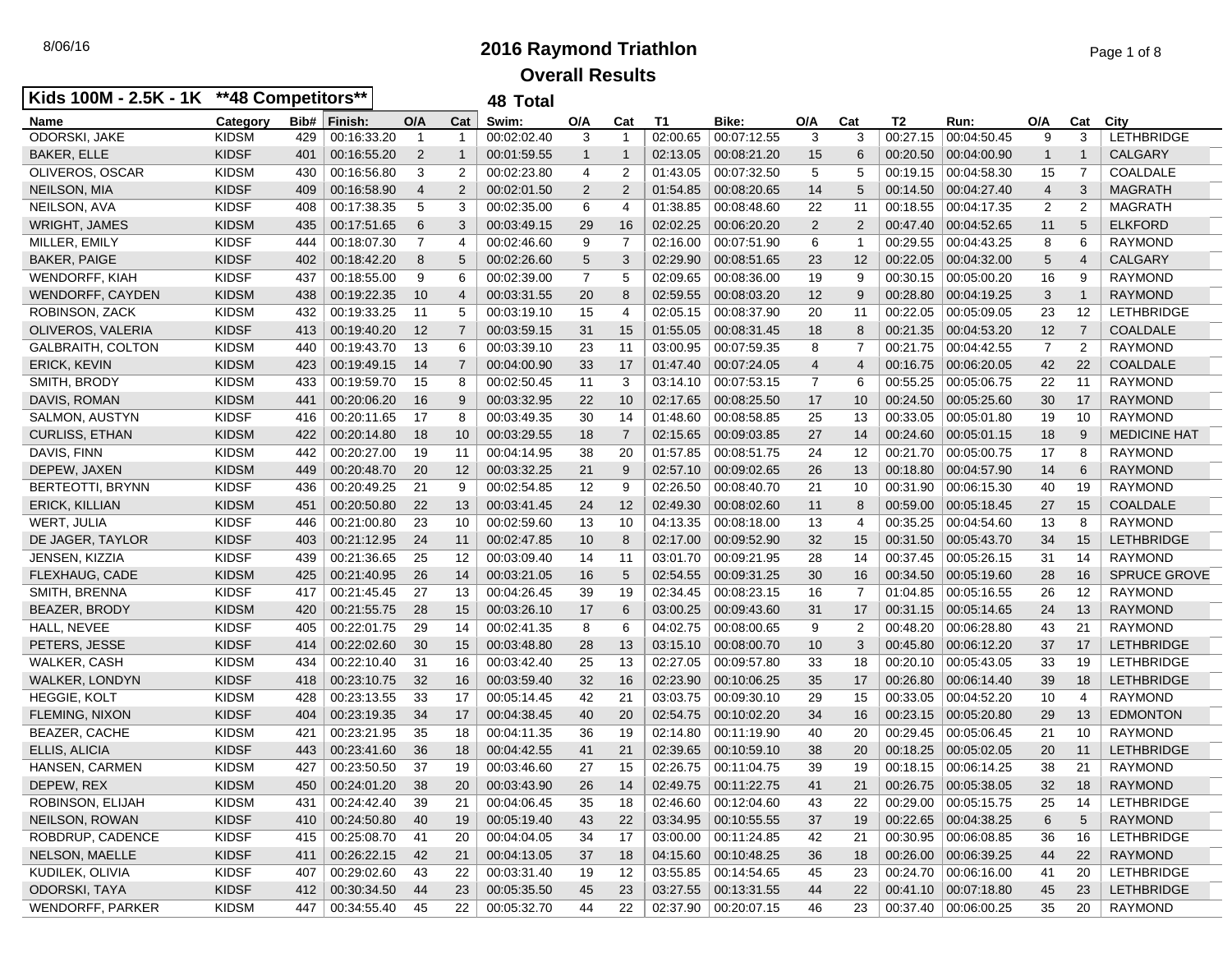# 2016 Raymond Triathlon

## Overall Results

**Kids 100M - 2.5K - 1K **48 Competitors****

**48 Total**

| Name | Category | Bib# | Finish: | O/A | Cat | Swim: | O/A | Cat | T1 | Bike: | O/A | Cat | T2 | Run: | O/A | Cat | City |
|---|---|---|---|---|---|---|---|---|---|---|---|---|---|---|---|---|---|
| ODORSKI, JAKE | KIDSM | 429 | 00:16:33.20 | 1 | 1 | 00:02:02.40 | 3 | 1 | 02:00.65 | 00:07:12.55 | 3 | 3 | 00:27.15 | 00:04:50.45 | 9 | 3 | LETHBRIDGE |
| BAKER, ELLE | KIDSF | 401 | 00:16:55.20 | 2 | 1 | 00:01:59.55 | 1 | 1 | 02:13.05 | 00:08:21.20 | 15 | 6 | 00:20.50 | 00:04:00.90 | 1 | 1 | CALGARY |
| OLIVEROS, OSCAR | KIDSM | 430 | 00:16:56.80 | 3 | 2 | 00:02:23.80 | 4 | 2 | 01:43.05 | 00:07:32.50 | 5 | 5 | 00:19.15 | 00:04:58.30 | 15 | 7 | COALDALE |
| NEILSON, MIA | KIDSF | 409 | 00:16:58.90 | 4 | 2 | 00:02:01.50 | 2 | 2 | 01:54.85 | 00:08:20.65 | 14 | 5 | 00:14.50 | 00:04:27.40 | 4 | 3 | MAGRATH |
| NEILSON, AVA | KIDSF | 408 | 00:17:38.35 | 5 | 3 | 00:02:35.00 | 6 | 4 | 01:38.85 | 00:08:48.60 | 22 | 11 | 00:18.55 | 00:04:17.35 | 2 | 2 | MAGRATH |
| WRIGHT, JAMES | KIDSM | 435 | 00:17:51.65 | 6 | 3 | 00:03:49.15 | 29 | 16 | 02:02.25 | 00:06:20.20 | 2 | 2 | 00:47.40 | 00:04:52.65 | 11 | 5 | ELKFORD |
| MILLER, EMILY | KIDSF | 444 | 00:18:07.30 | 7 | 4 | 00:02:46.60 | 9 | 7 | 02:16.00 | 00:07:51.90 | 6 | 1 | 00:29.55 | 00:04:43.25 | 8 | 6 | RAYMOND |
| BAKER, PAIGE | KIDSF | 402 | 00:18:42.20 | 8 | 5 | 00:02:26.60 | 5 | 3 | 02:29.90 | 00:08:51.65 | 23 | 12 | 00:22.05 | 00:04:32.00 | 5 | 4 | CALGARY |
| WENDORFF, KIAH | KIDSF | 437 | 00:18:55.00 | 9 | 6 | 00:02:39.00 | 7 | 5 | 02:09.65 | 00:08:36.00 | 19 | 9 | 00:30.15 | 00:05:00.20 | 16 | 9 | RAYMOND |
| WENDORFF, CAYDEN | KIDSM | 438 | 00:19:22.35 | 10 | 4 | 00:03:31.55 | 20 | 8 | 02:59.55 | 00:08:03.20 | 12 | 9 | 00:28.80 | 00:04:19.25 | 3 | 1 | RAYMOND |
| ROBINSON, ZACK | KIDSM | 432 | 00:19:33.25 | 11 | 5 | 00:03:19.10 | 15 | 4 | 02:05.15 | 00:08:37.90 | 20 | 11 | 00:22.05 | 00:05:09.05 | 23 | 12 | LETHBRIDGE |
| OLIVEROS, VALERIA | KIDSF | 413 | 00:19:40.20 | 12 | 7 | 00:03:59.15 | 31 | 15 | 01:55.05 | 00:08:31.45 | 18 | 8 | 00:21.35 | 00:04:53.20 | 12 | 7 | COALDALE |
| GALBRAITH, COLTON | KIDSM | 440 | 00:19:43.70 | 13 | 6 | 00:03:39.10 | 23 | 11 | 03:00.95 | 00:07:59.35 | 8 | 7 | 00:21.75 | 00:04:42.55 | 7 | 2 | RAYMOND |
| ERICK, KEVIN | KIDSM | 423 | 00:19:49.15 | 14 | 7 | 00:04:00.90 | 33 | 17 | 01:47.40 | 00:07:24.05 | 4 | 4 | 00:16.75 | 00:06:20.05 | 42 | 22 | COALDALE |
| SMITH, BRODY | KIDSM | 433 | 00:19:59.70 | 15 | 8 | 00:02:50.45 | 11 | 3 | 03:14.10 | 00:07:53.15 | 7 | 6 | 00:55.25 | 00:05:06.75 | 22 | 11 | RAYMOND |
| DAVIS, ROMAN | KIDSM | 441 | 00:20:06.20 | 16 | 9 | 00:03:32.95 | 22 | 10 | 02:17.65 | 00:08:25.50 | 17 | 10 | 00:24.50 | 00:05:25.60 | 30 | 17 | RAYMOND |
| SALMON, AUSTYN | KIDSF | 416 | 00:20:11.65 | 17 | 8 | 00:03:49.35 | 30 | 14 | 01:48.60 | 00:08:58.85 | 25 | 13 | 00:33.05 | 00:05:01.80 | 19 | 10 | RAYMOND |
| CURLISS, ETHAN | KIDSM | 422 | 00:20:14.80 | 18 | 10 | 00:03:29.55 | 18 | 7 | 02:15.65 | 00:09:03.85 | 27 | 14 | 00:24.60 | 00:05:01.15 | 18 | 9 | MEDICINE HAT |
| DAVIS, FINN | KIDSM | 442 | 00:20:27.00 | 19 | 11 | 00:04:14.95 | 38 | 20 | 01:57.85 | 00:08:51.75 | 24 | 12 | 00:21.70 | 00:05:00.75 | 17 | 8 | RAYMOND |
| DEPEW, JAXEN | KIDSM | 449 | 00:20:48.70 | 20 | 12 | 00:03:32.25 | 21 | 9 | 02:57.10 | 00:09:02.65 | 26 | 13 | 00:18.80 | 00:04:57.90 | 14 | 6 | RAYMOND |
| BERTEOTTI, BRYNN | KIDSF | 436 | 00:20:49.25 | 21 | 9 | 00:02:54.85 | 12 | 9 | 02:26.50 | 00:08:40.70 | 21 | 10 | 00:31.90 | 00:06:15.30 | 40 | 19 | RAYMOND |
| ERICK, KILLIAN | KIDSM | 451 | 00:20:50.80 | 22 | 13 | 00:03:41.45 | 24 | 12 | 02:49.30 | 00:08:02.60 | 11 | 8 | 00:59.00 | 00:05:18.45 | 27 | 15 | COALDALE |
| WERT, JULIA | KIDSF | 446 | 00:21:00.80 | 23 | 10 | 00:02:59.60 | 13 | 10 | 04:13.35 | 00:08:18.00 | 13 | 4 | 00:35.25 | 00:04:54.60 | 13 | 8 | RAYMOND |
| DE JAGER, TAYLOR | KIDSF | 403 | 00:21:12.95 | 24 | 11 | 00:02:47.85 | 10 | 8 | 02:17.00 | 00:09:52.90 | 32 | 15 | 00:31.50 | 00:05:43.70 | 34 | 15 | LETHBRIDGE |
| JENSEN, KIZZIA | KIDSF | 439 | 00:21:36.65 | 25 | 12 | 00:03:09.40 | 14 | 11 | 03:01.70 | 00:09:21.95 | 28 | 14 | 00:37.45 | 00:05:26.15 | 31 | 14 | RAYMOND |
| FLEXHAUG, CADE | KIDSM | 425 | 00:21:40.95 | 26 | 14 | 00:03:21.05 | 16 | 5 | 02:54.55 | 00:09:31.25 | 30 | 16 | 00:34.50 | 00:05:19.60 | 28 | 16 | SPRUCE GROVE |
| SMITH, BRENNA | KIDSF | 417 | 00:21:45.45 | 27 | 13 | 00:04:26.45 | 39 | 19 | 02:34.45 | 00:08:23.15 | 16 | 7 | 01:04.85 | 00:05:16.55 | 26 | 12 | RAYMOND |
| BEAZER, BRODY | KIDSM | 420 | 00:21:55.75 | 28 | 15 | 00:03:26.10 | 17 | 6 | 03:00.25 | 00:09:43.60 | 31 | 17 | 00:31.15 | 00:05:14.65 | 24 | 13 | RAYMOND |
| HALL, NEVEE | KIDSF | 405 | 00:22:01.75 | 29 | 14 | 00:02:41.35 | 8 | 6 | 04:02.75 | 00:08:00.65 | 9 | 2 | 00:48.20 | 00:06:28.80 | 43 | 21 | RAYMOND |
| PETERS, JESSE | KIDSF | 414 | 00:22:02.60 | 30 | 15 | 00:03:48.80 | 28 | 13 | 03:15.10 | 00:08:00.70 | 10 | 3 | 00:45.80 | 00:06:12.20 | 37 | 17 | LETHBRIDGE |
| WALKER, CASH | KIDSM | 434 | 00:22:10.40 | 31 | 16 | 00:03:42.40 | 25 | 13 | 02:27.05 | 00:09:57.80 | 33 | 18 | 00:20.10 | 00:05:43.05 | 33 | 19 | LETHBRIDGE |
| WALKER, LONDYN | KIDSF | 418 | 00:23:10.75 | 32 | 16 | 00:03:59.40 | 32 | 16 | 02:23.90 | 00:10:06.25 | 35 | 17 | 00:26.80 | 00:06:14.40 | 39 | 18 | LETHBRIDGE |
| HEGGIE, KOLT | KIDSM | 428 | 00:23:13.55 | 33 | 17 | 00:05:14.45 | 42 | 21 | 03:03.75 | 00:09:30.10 | 29 | 15 | 00:33.05 | 00:04:52.20 | 10 | 4 | RAYMOND |
| FLEMING, NIXON | KIDSF | 404 | 00:23:19.35 | 34 | 17 | 00:04:38.45 | 40 | 20 | 02:54.75 | 00:10:02.20 | 34 | 16 | 00:23.15 | 00:05:20.80 | 29 | 13 | EDMONTON |
| BEAZER, CACHE | KIDSM | 421 | 00:23:21.95 | 35 | 18 | 00:04:11.35 | 36 | 19 | 02:14.80 | 00:11:19.90 | 40 | 20 | 00:29.45 | 00:05:06.45 | 21 | 10 | RAYMOND |
| ELLIS, ALICIA | KIDSF | 443 | 00:23:41.60 | 36 | 18 | 00:04:42.55 | 41 | 21 | 02:39.65 | 00:10:59.10 | 38 | 20 | 00:18.25 | 00:05:02.05 | 20 | 11 | LETHBRIDGE |
| HANSEN, CARMEN | KIDSM | 427 | 00:23:50.50 | 37 | 19 | 00:03:46.60 | 27 | 15 | 02:26.75 | 00:11:04.75 | 39 | 19 | 00:18.15 | 00:06:14.25 | 38 | 21 | RAYMOND |
| DEPEW, REX | KIDSM | 450 | 00:24:01.20 | 38 | 20 | 00:03:43.90 | 26 | 14 | 02:49.75 | 00:11:22.75 | 41 | 21 | 00:26.75 | 00:05:38.05 | 32 | 18 | RAYMOND |
| ROBINSON, ELIJAH | KIDSM | 431 | 00:24:42.40 | 39 | 21 | 00:04:06.45 | 35 | 18 | 02:46.60 | 00:12:04.60 | 43 | 22 | 00:29.00 | 00:05:15.75 | 25 | 14 | LETHBRIDGE |
| NEILSON, ROWAN | KIDSF | 410 | 00:24:50.80 | 40 | 19 | 00:05:19.40 | 43 | 22 | 03:34.95 | 00:10:55.55 | 37 | 19 | 00:22.65 | 00:04:38.25 | 6 | 5 | RAYMOND |
| ROBDRUP, CADENCE | KIDSF | 415 | 00:25:08.70 | 41 | 20 | 00:04:04.05 | 34 | 17 | 03:00.00 | 00:11:24.85 | 42 | 21 | 00:30.95 | 00:06:08.85 | 36 | 16 | LETHBRIDGE |
| NELSON, MAELLE | KIDSF | 411 | 00:26:22.15 | 42 | 21 | 00:04:13.05 | 37 | 18 | 04:15.60 | 00:10:48.25 | 36 | 18 | 00:26.00 | 00:06:39.25 | 44 | 22 | RAYMOND |
| KUDILEK, OLIVIA | KIDSF | 407 | 00:29:02.60 | 43 | 22 | 00:03:31.40 | 19 | 12 | 03:55.85 | 00:14:54.65 | 45 | 23 | 00:24.70 | 00:06:16.00 | 41 | 20 | LETHBRIDGE |
| ODORSKI, TAYA | KIDSF | 412 | 00:30:34.50 | 44 | 23 | 00:05:35.50 | 45 | 23 | 03:27.55 | 00:13:31.55 | 44 | 22 | 00:41.10 | 00:07:18.80 | 45 | 23 | LETHBRIDGE |
| WENDORFF, PARKER | KIDSM | 447 | 00:34:55.40 | 45 | 22 | 00:05:32.70 | 44 | 22 | 02:37.90 | 00:20:07.15 | 46 | 23 | 00:37.40 | 00:06:00.25 | 35 | 20 | RAYMOND |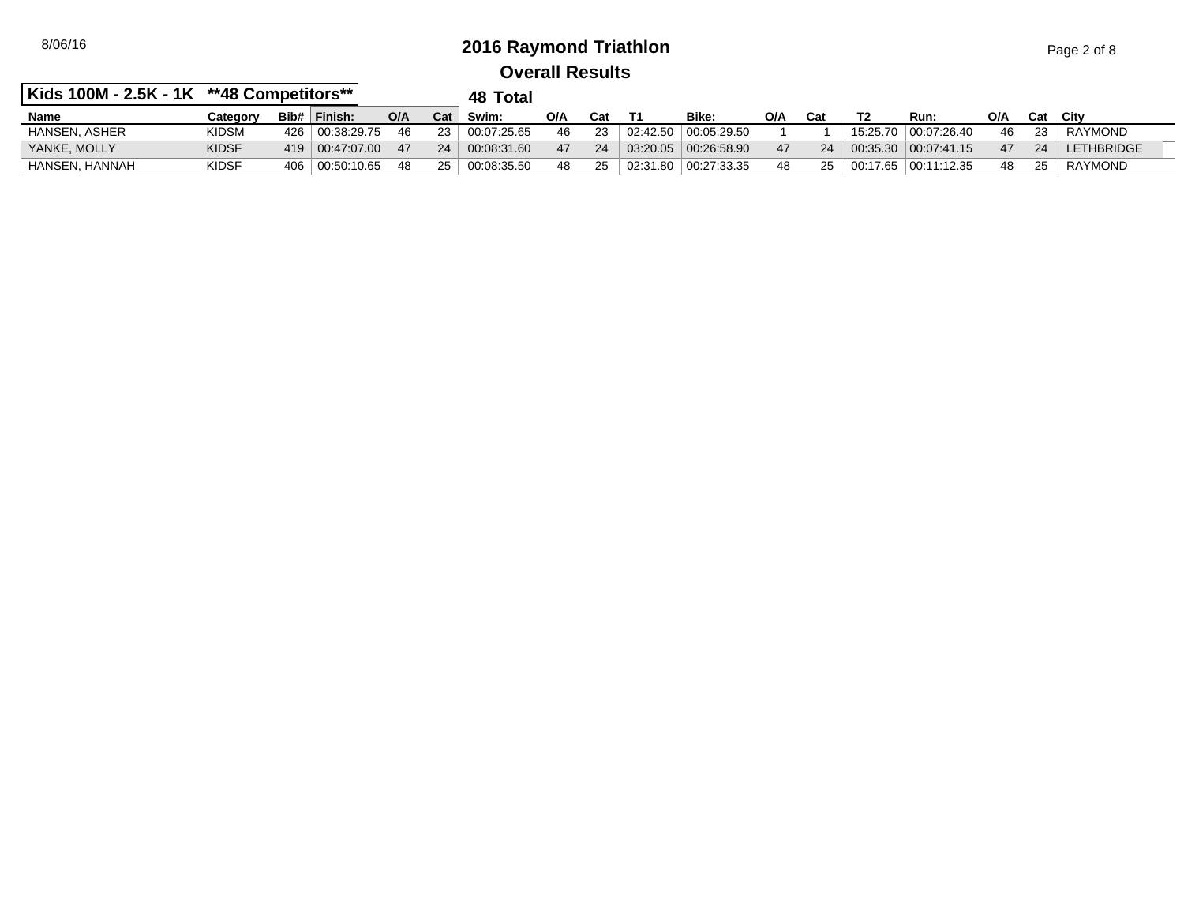## Kids 100M - 2.5K - 1K **48 Competitors**

**48 Total**

| Name | Category | Bib# | Finish: | O/A | Cat | Swim: | O/A | Cat | T1 | Bike: | O/A | Cat | T2 | Run: | O/A | Cat | City |
|---|---|---|---|---|---|---|---|---|---|---|---|---|---|---|---|---|---|
| HANSEN, ASHER | KIDSM | 426 | 00:38:29.75 | 46 | 23 | 00:07:25.65 | 46 | 23 | 02:42.50 | 00:05:29.50 | 1 | 1 | 15:25.70 | 00:07:26.40 | 46 | 23 | RAYMOND |
| YANKE, MOLLY | KIDSF | 419 | 00:47:07.00 | 47 | 24 | 00:08:31.60 | 47 | 24 | 03:20.05 | 00:26:58.90 | 47 | 24 | 00:35.30 | 00:07:41.15 | 47 | 24 | LETHBRIDGE |
| HANSEN, HANNAH | KIDSF | 406 | 00:50:10.65 | 48 | 25 | 00:08:35.50 | 48 | 25 | 02:31.80 | 00:27:33.35 | 48 | 25 | 00:17.65 | 00:11:12.35 | 48 | 25 | RAYMOND |